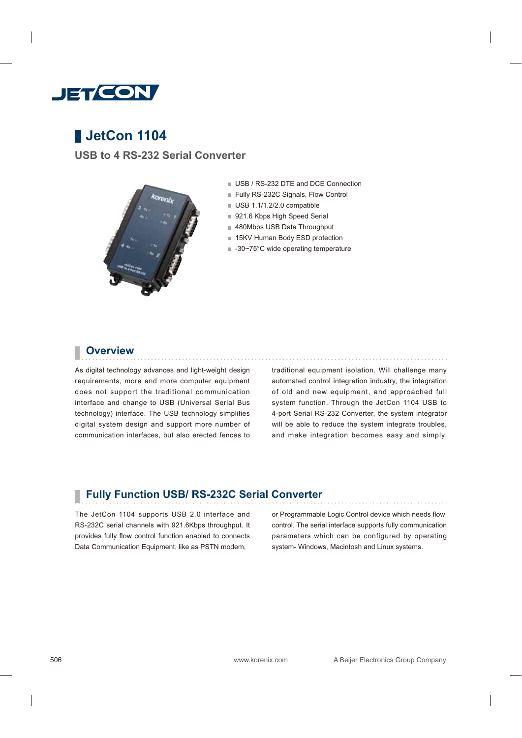# JetCon 1104

## USB to 4 RS-232 Serial Converter

- USB / RS-232 DTE and DCE Connection
- Fully RS-232C Signals, Flow Control
- USB 1.1/1.2/2.0 compatible
- 921.6 Kbps High Speed Serial
- 480Mbps USB Data Throughput
- 15KV Human Body ESD protection
- -30~75°C wide operating temperature

## Overview

As digital technology advances and light-weight design requirements, more and more computer equipment does not support the traditional communication interface and change to USB (Universal Serial Bus technology) interface. The USB technology simplifies digital system design and support more number of communication interfaces, but also erected fences to traditional equipment isolation. Will challenge many automated control integration industry, the integration of old and new equipment, and approached full system function. Through the JetCon 1104 USB to 4-port Serial RS-232 Converter, the system integrator will be able to reduce the system integrate troubles, and make integration becomes easy and simply.

## Fully Function USB/ RS-232C Serial Converter

The JetCon 1104 supports USB 2.0 interface and RS-232C serial channels with 921.6Kbps throughput. It provides fully flow control function enabled to connects Data Communication Equipment, like as PSTN modem, or Programmable Logic Control device which needs flow control. The serial interface supports fully communication parameters which can be configured by operating system- Windows, Macintosh and Linux systems.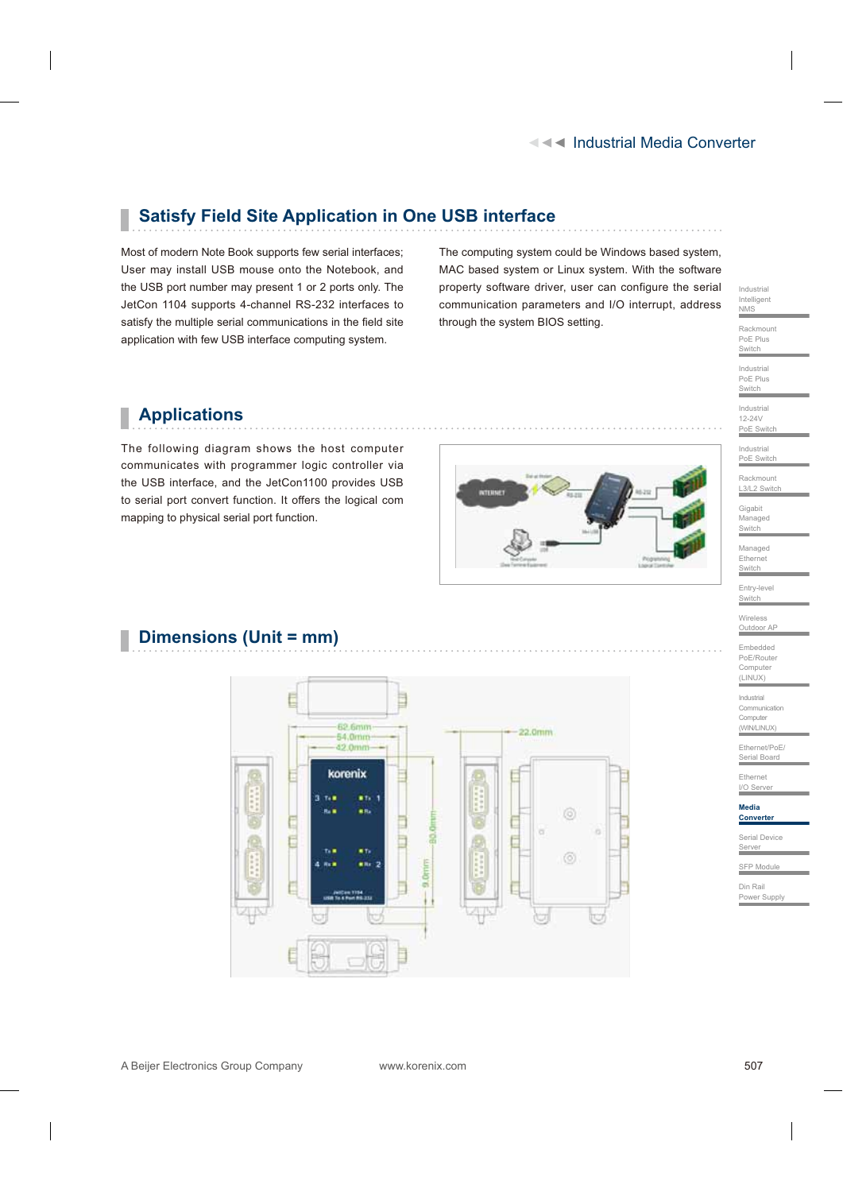## Satisfy Field Site Application in One USB interface

Most of modern Note Book supports few serial interfaces; User may install USB mouse onto the Notebook, and the USB port number may present 1 or 2 ports only. The JetCon 1104 supports 4-channel RS-232 interfaces to satisfy the multiple serial communications in the field site application with few USB interface computing system.

The computing system could be Windows based system, MAC based system or Linux system. With the software property software driver, user can configure the serial communication parameters and I/O interrupt, address through the system BIOS setting.

## Applications

The following diagram shows the host computer communicates with programmer logic controller via the USB interface, and the JetCon1100 provides USB to serial port convert function. It offers the logical com mapping to physical serial port function.

## Dimensions (Unit = mm)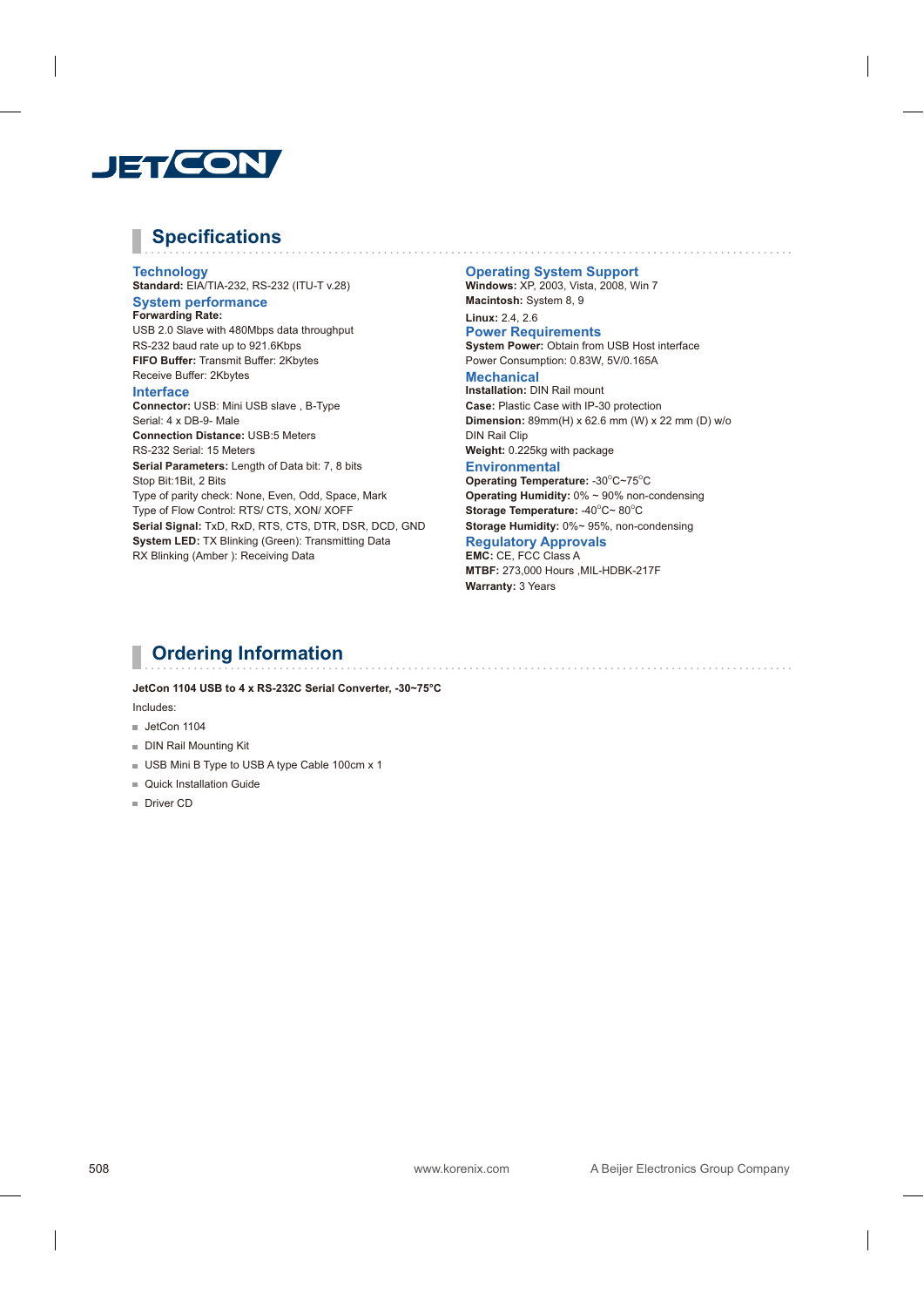## Specifications

### Technology
**Standard:** EIA/TIA-232, RS-232 (ITU-T v.28)

### System performance
**Forwarding Rate:**
USB 2.0 Slave with 480Mbps data throughput
RS-232 baud rate up to 921.6Kbps
**FIFO Buffer:** Transmit Buffer: 2Kbytes
Receive Buffer: 2Kbytes

### Interface
**Connector:** USB: Mini USB slave , B-Type
Serial: 4 x DB-9- Male
**Connection Distance:** USB:5 Meters
RS-232 Serial: 15 Meters
**Serial Parameters:** Length of Data bit: 7, 8 bits
Stop Bit:1Bit, 2 Bits
Type of parity check: None, Even, Odd, Space, Mark
Type of Flow Control: RTS/ CTS, XON/ XOFF
**Serial Signal:** TxD, RxD, RTS, CTS, DTR, DSR, DCD, GND
**System LED:** TX Blinking (Green): Transmitting Data
RX Blinking (Amber ): Receiving Data

### Operating System Support
**Windows:** XP, 2003, Vista, 2008, Win 7
**Macintosh:** System 8, 9
**Linux:** 2.4, 2.6

### Power Requirements
**System Power:** Obtain from USB Host interface
Power Consumption: 0.83W, 5V/0.165A

### Mechanical
**Installation:** DIN Rail mount
**Case:** Plastic Case with IP-30 protection
**Dimension:** 89mm(H) x 62.6 mm (W) x 22 mm (D) w/o
DIN Rail Clip
**Weight:** 0.225kg with package

### Environmental
**Operating Temperature:** -30°C~75°C
**Operating Humidity:** 0% ~ 90% non-condensing
**Storage Temperature:** -40°C~ 80°C
**Storage Humidity:** 0%~ 95%, non-condensing

### Regulatory Approvals
**EMC:** CE, FCC Class A
**MTBF:** 273,000 Hours ,MIL-HDBK-217F
**Warranty:** 3 Years

## Ordering Information

**JetCon 1104 USB to 4 x RS-232C Serial Converter, -30~75°C**

Includes:

- JetCon 1104
- DIN Rail Mounting Kit
- USB Mini B Type to USB A type Cable 100cm x 1
- Quick Installation Guide
- Driver CD